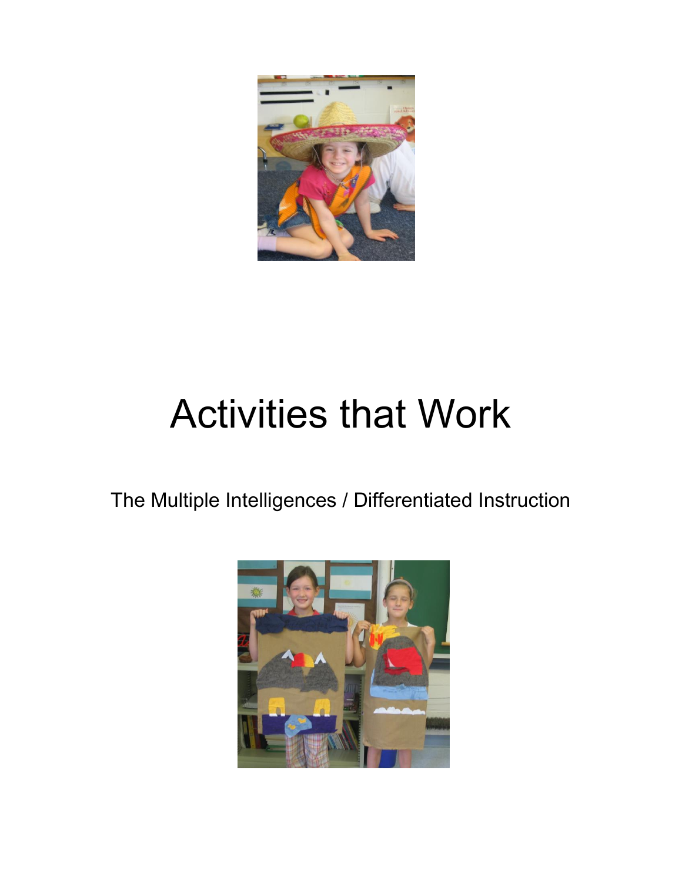# Activities that Work

The Multiple Intelligences / Differentiated Instruction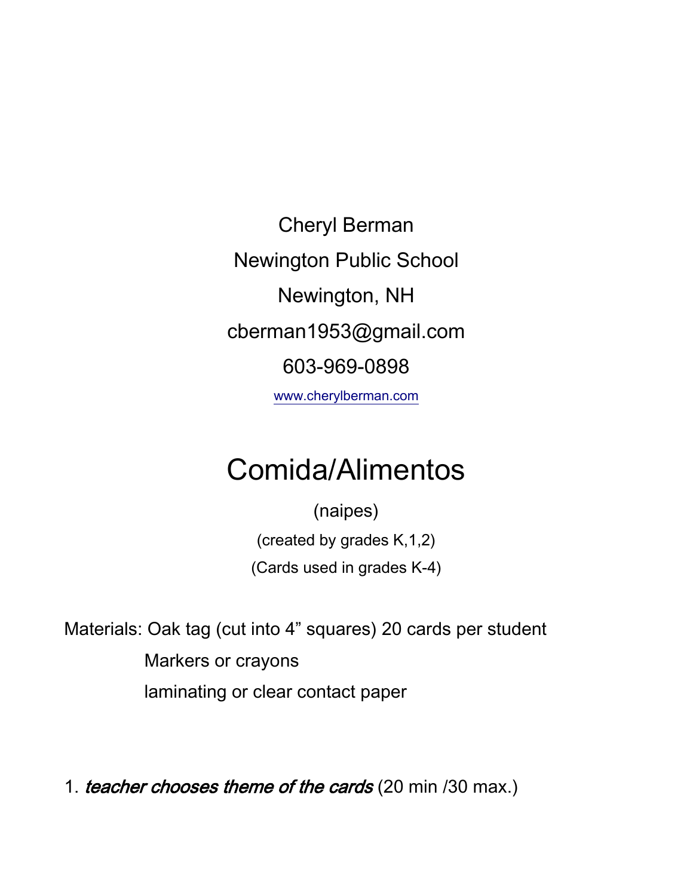Cheryl Berman

Newington Public School

Newington, NH

cberman1953@gmail.com

603-969-0898

www.cherylberman.com

# Comida/Alimentos

(naipes)

(created by grades K,1,2)

(Cards used in grades K-4)

Materials: Oak tag (cut into 4" squares) 20 cards per student

Markers or crayons

laminating or clear contact paper

1. ***teacher chooses theme of the cards*** (20 min /30 max.)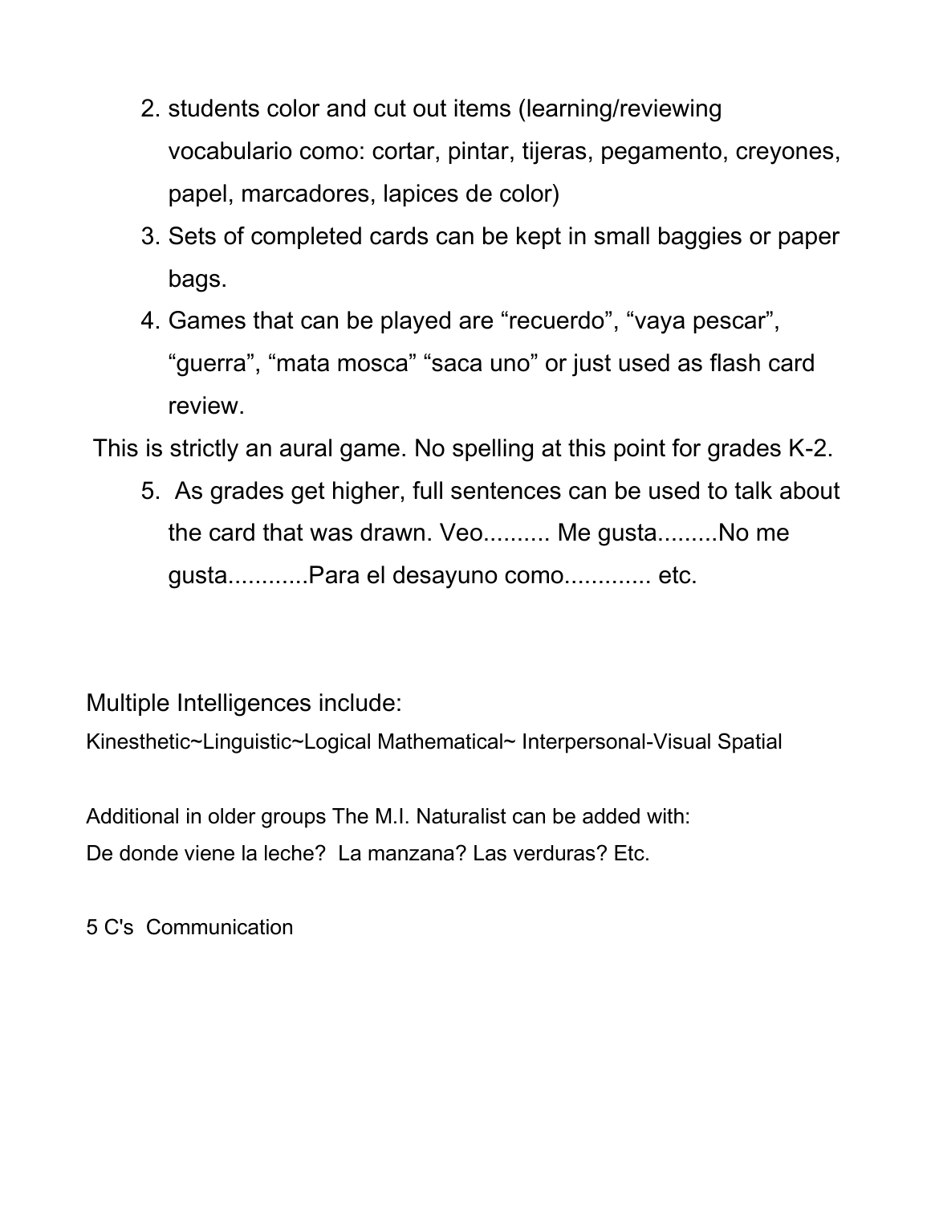2. students color and cut out items (learning/reviewing vocabulario como: cortar, pintar, tijeras, pegamento, creyones, papel, marcadores, lapices de color)
3. Sets of completed cards can be kept in small baggies or paper bags.
4. Games that can be played are “recuerdo”, “vaya pescar”, “guerra”, “mata mosca” “saca uno” or just used as flash card review.

This is strictly an aural game. No spelling at this point for grades K-2.

5. As grades get higher, full sentences can be used to talk about the card that was drawn. Veo.......... Me gusta.........No me gusta............Para el desayuno como............. etc.

Multiple Intelligences include:

Kinesthetic~Linguistic~Logical Mathematical~ Interpersonal-Visual Spatial

Additional in older groups The M.I. Naturalist can be added with:
De donde viene la leche? La manzana? Las verduras? Etc.

5 C's Communication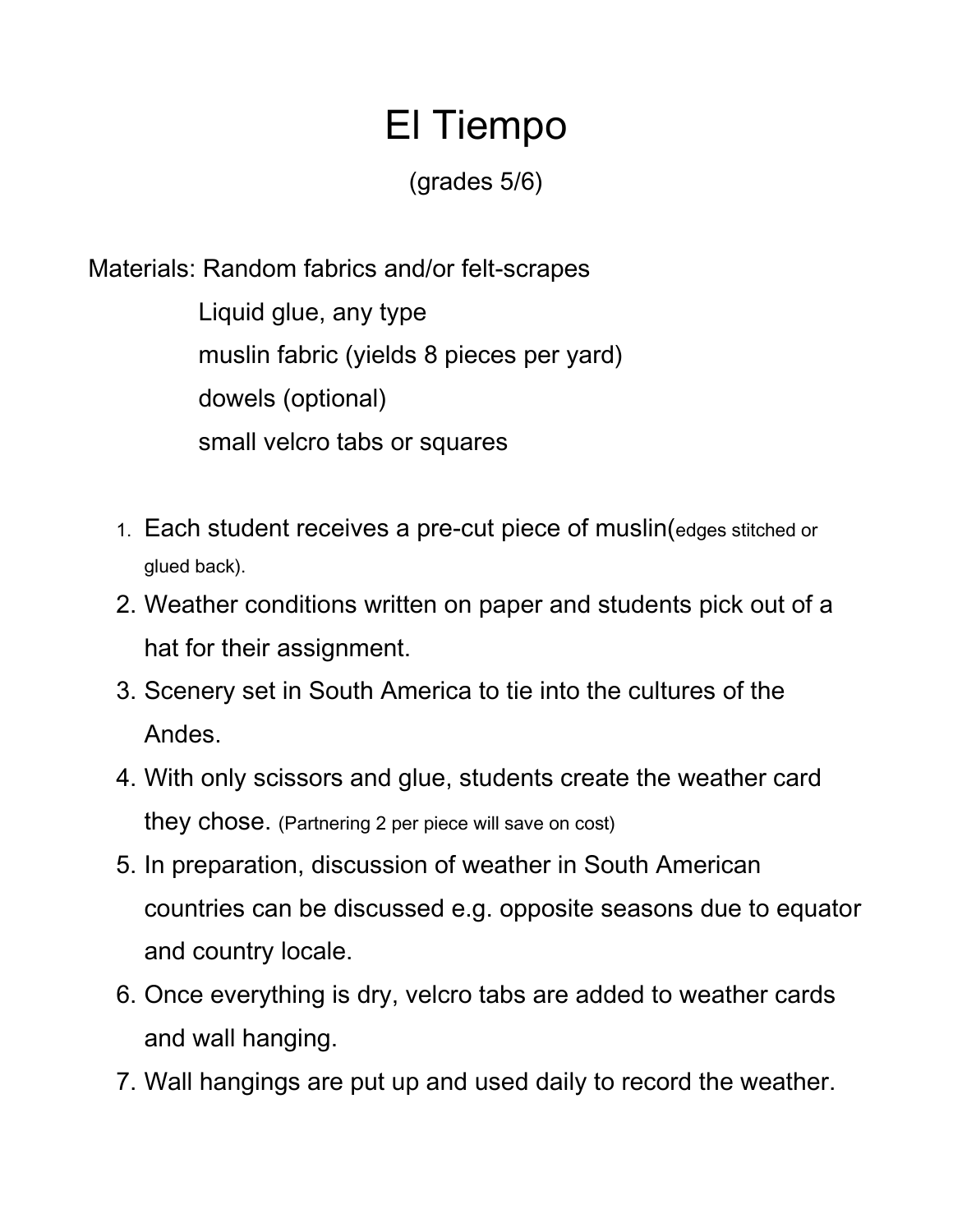# El Tiempo

(grades 5/6)

Materials: Random fabrics and/or felt-scrapes
- Liquid glue, any type
- muslin fabric (yields 8 pieces per yard)
- dowels (optional)
- small velcro tabs or squares

1. Each student receives a pre-cut piece of muslin(edges stitched or glued back).
2. Weather conditions written on paper and students pick out of a hat for their assignment.
3. Scenery set in South America to tie into the cultures of the Andes.
4. With only scissors and glue, students create the weather card they chose. (Partnering 2 per piece will save on cost)
5. In preparation, discussion of weather in South American countries can be discussed e.g. opposite seasons due to equator and country locale.
6. Once everything is dry, velcro tabs are added to weather cards and wall hanging.
7. Wall hangings are put up and used daily to record the weather.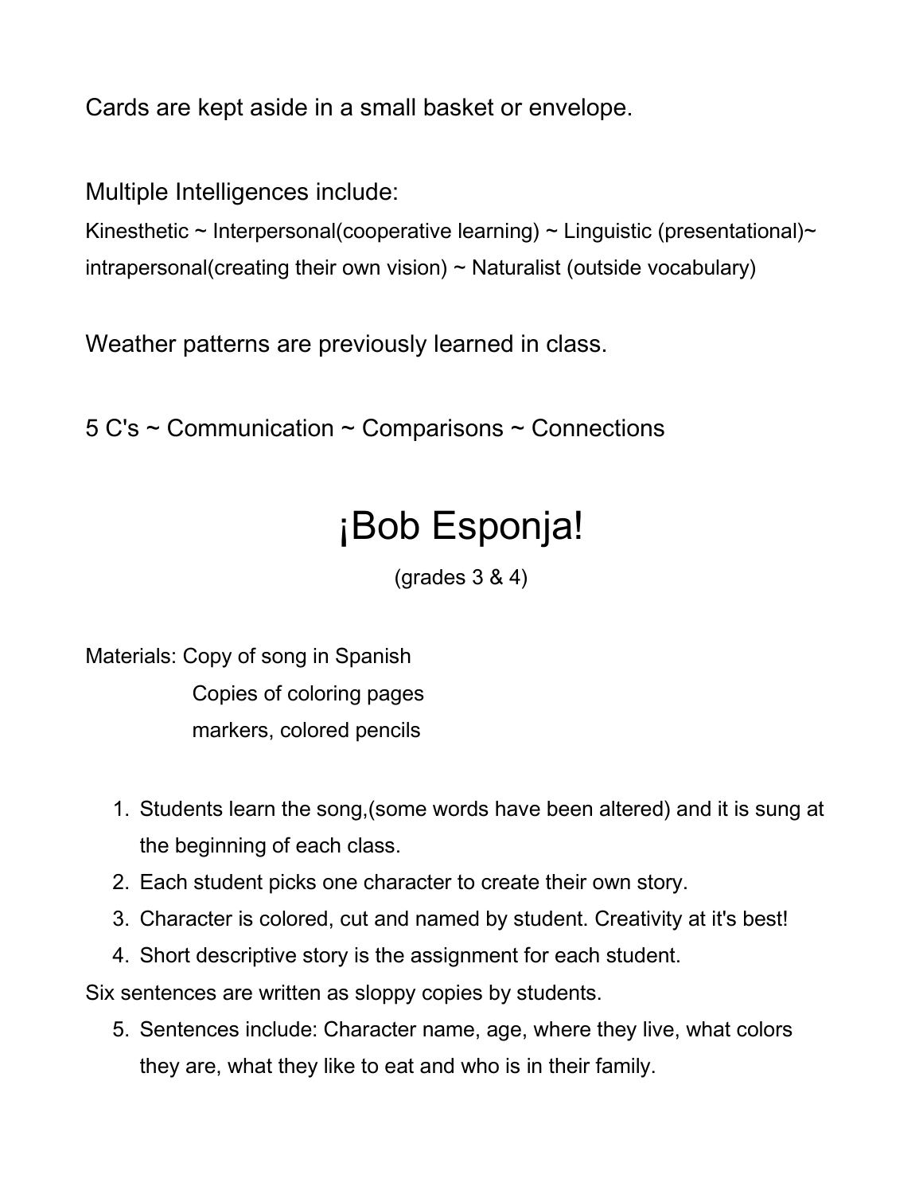Cards are kept aside in a small basket or envelope.

Multiple Intelligences include:

Kinesthetic ~ Interpersonal(cooperative learning) ~ Linguistic (presentational)~ intrapersonal(creating their own vision) ~ Naturalist (outside vocabulary)

Weather patterns are previously learned in class.

5 C's ~ Communication ~ Comparisons ~ Connections

# ¡Bob Esponja!

(grades 3 & 4)

Materials: Copy of song in Spanish
Copies of coloring pages
markers, colored pencils

1. Students learn the song,(some words have been altered) and it is sung at the beginning of each class.
2. Each student picks one character to create their own story.
3. Character is colored, cut and named by student. Creativity at it's best!
4. Short descriptive story is the assignment for each student.

Six sentences are written as sloppy copies by students.

5. Sentences include: Character name, age, where they live, what colors they are, what they like to eat and who is in their family.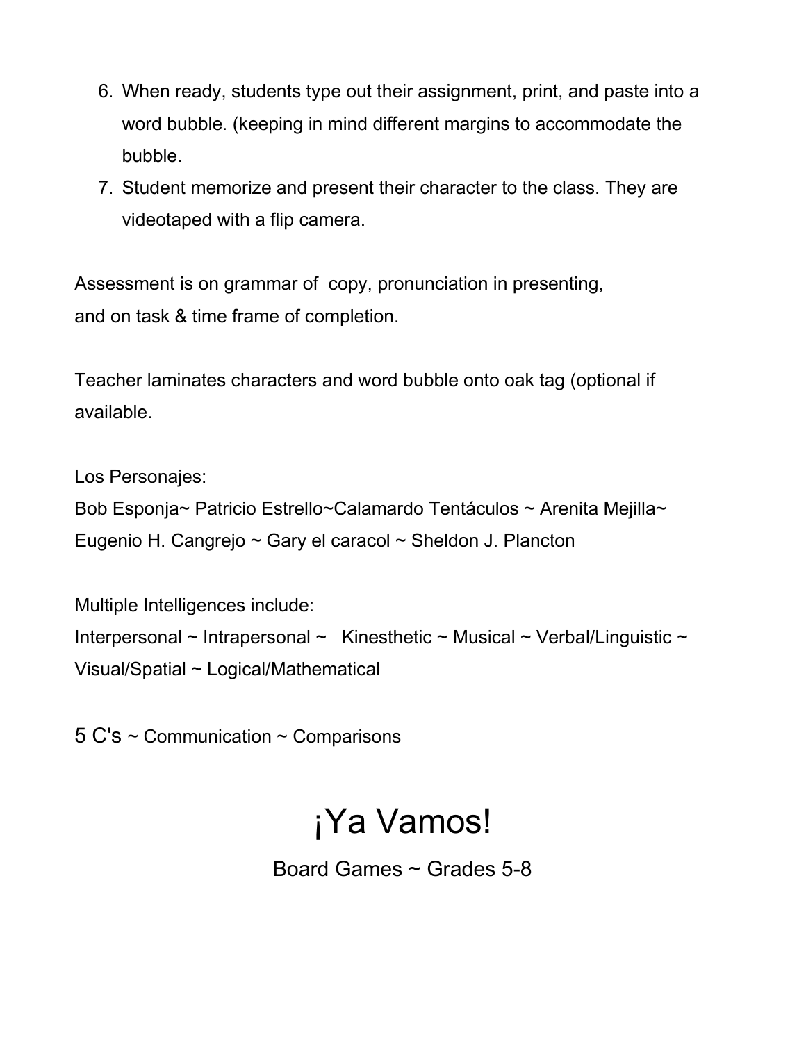6. When ready, students type out their assignment, print, and paste into a word bubble. (keeping in mind different margins to accommodate the bubble.
7. Student memorize and present their character to the class. They are videotaped with a flip camera.

Assessment is on grammar of copy, pronunciation in presenting, and on task & time frame of completion.

Teacher laminates characters and word bubble onto oak tag (optional if available.

Los Personajes:
Bob Esponja~ Patricio Estrello~Calamardo Tentáculos ~ Arenita Mejilla~ Eugenio H. Cangrejo ~ Gary el caracol ~ Sheldon J. Plancton

Multiple Intelligences include:
Interpersonal ~ Intrapersonal ~ Kinesthetic ~ Musical ~ Verbal/Linguistic ~ Visual/Spatial ~ Logical/Mathematical

5 C's ~ Communication ~ Comparisons

# ¡Ya Vamos!

Board Games ~ Grades 5-8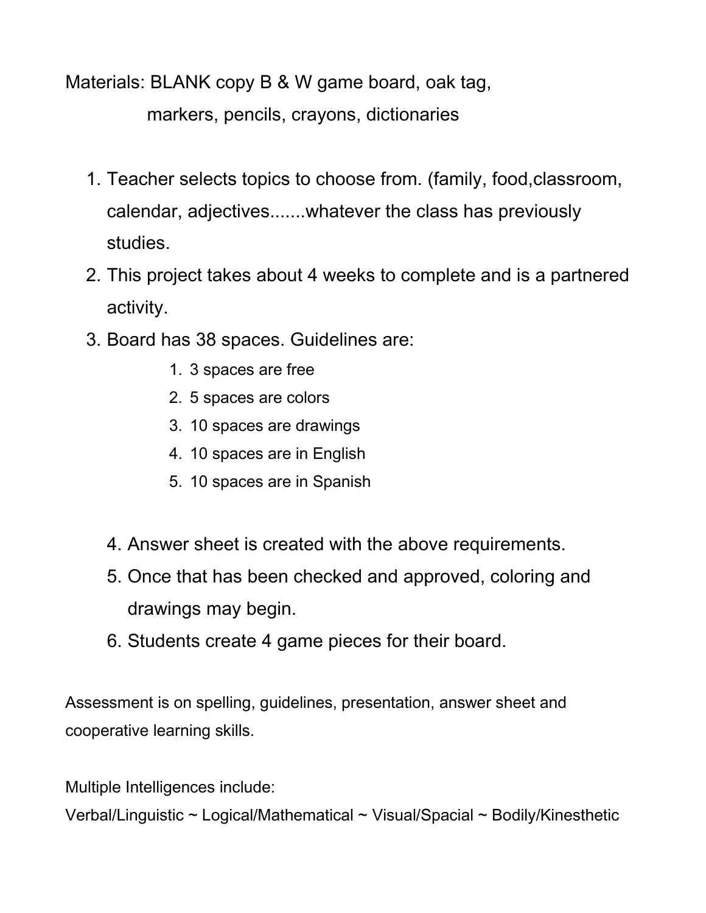Materials: BLANK copy B & W game board, oak tag,
markers, pencils, crayons, dictionaries

1. Teacher selects topics to choose from. (family, food,classroom, calendar, adjectives.......whatever the class has previously studies.
2. This project takes about 4 weeks to complete and is a partnered activity.
3. Board has 38 spaces. Guidelines are:
    1. 3 spaces are free
    2. 5 spaces are colors
    3. 10 spaces are drawings
    4. 10 spaces are in English
    5. 10 spaces are in Spanish
4. Answer sheet is created with the above requirements.
5. Once that has been checked and approved, coloring and drawings may begin.
6. Students create 4 game pieces for their board.

Assessment is on spelling, guidelines, presentation, answer sheet and cooperative learning skills.

Multiple Intelligences include:
Verbal/Linguistic ~ Logical/Mathematical ~ Visual/Spacial ~ Bodily/Kinesthetic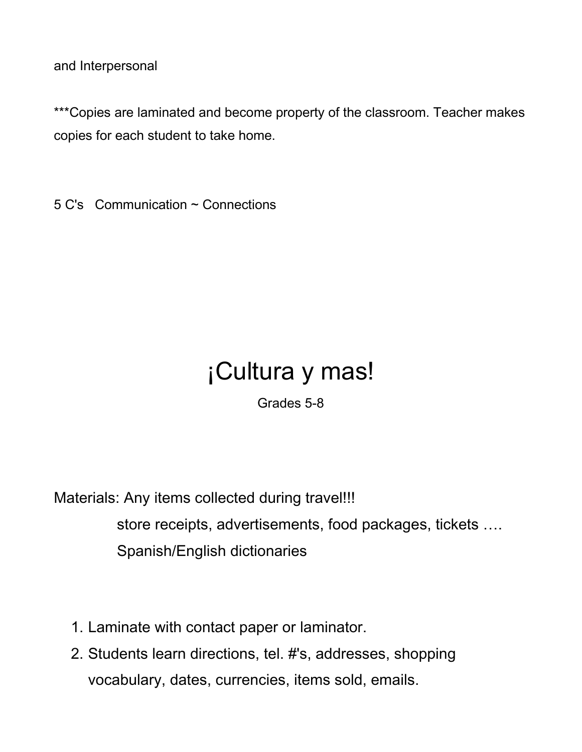and Interpersonal

***Copies are laminated and become property of the classroom. Teacher makes copies for each student to take home.

5 C's   Communication ~ Connections

# ¡Cultura y mas!

Grades 5-8

Materials: Any items collected during travel!!!
    store receipts, advertisements, food packages, tickets ….
    Spanish/English dictionaries

1. Laminate with contact paper or laminator.
2. Students learn directions, tel. #'s, addresses, shopping vocabulary, dates, currencies, items sold, emails.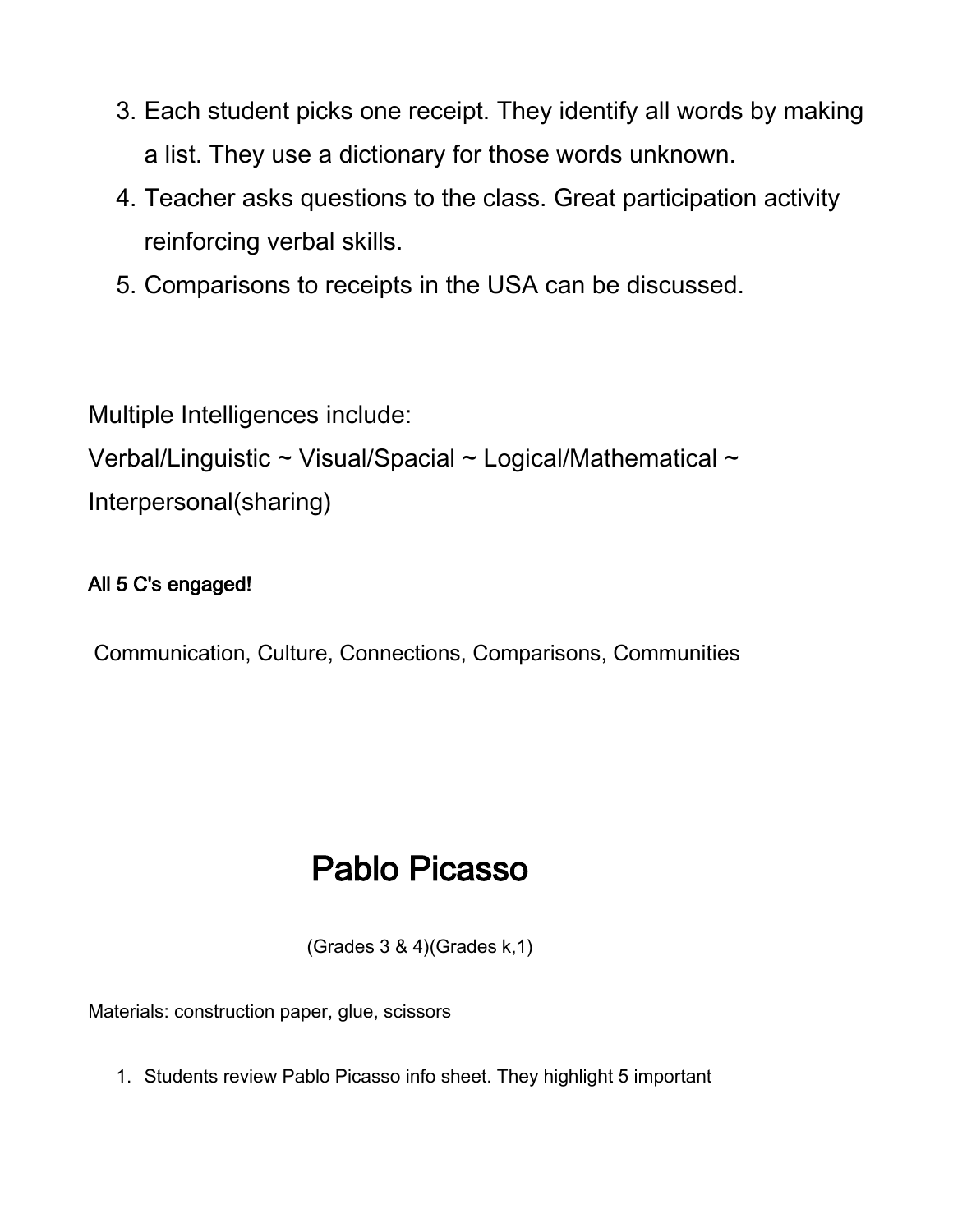3. Each student picks one receipt. They identify all words by making a list. They use a dictionary for those words unknown.
4. Teacher asks questions to the class. Great participation activity reinforcing verbal skills.
5. Comparisons to receipts in the USA can be discussed.

Multiple Intelligences include:
Verbal/Linguistic ~ Visual/Spacial ~ Logical/Mathematical ~ Interpersonal(sharing)

All 5 C's engaged!

Communication, Culture, Connections, Comparisons, Communities

# Pablo Picasso

(Grades 3 & 4)(Grades k,1)

Materials: construction paper, glue, scissors

1. Students review Pablo Picasso info sheet. They highlight 5 important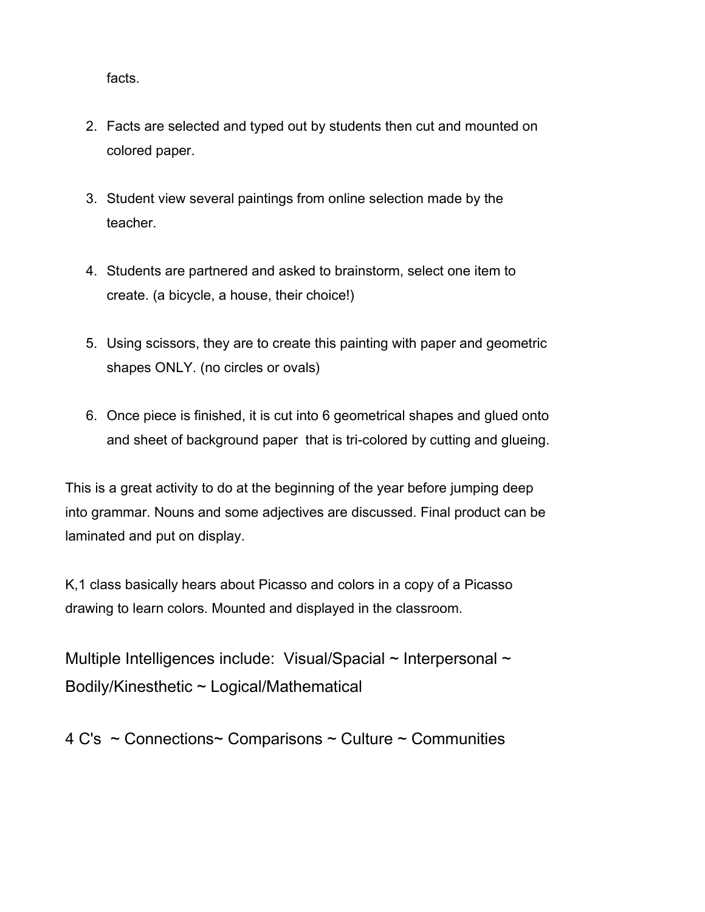facts.

2. Facts are selected and typed out by students then cut and mounted on colored paper.

3. Student view several paintings from online selection made by the teacher.

4. Students are partnered and asked to brainstorm, select one item to create. (a bicycle, a house, their choice!)

5. Using scissors, they are to create this painting with paper and geometric shapes ONLY. (no circles or ovals)

6. Once piece is finished, it is cut into 6 geometrical shapes and glued onto and sheet of background paper that is tri-colored by cutting and glueing.

This is a great activity to do at the beginning of the year before jumping deep into grammar. Nouns and some adjectives are discussed. Final product can be laminated and put on display.

K,1 class basically hears about Picasso and colors in a copy of a Picasso drawing to learn colors. Mounted and displayed in the classroom.

Multiple Intelligences include: Visual/Spacial ~ Interpersonal ~ Bodily/Kinesthetic ~ Logical/Mathematical

4 C's ~ Connections~ Comparisons ~ Culture ~ Communities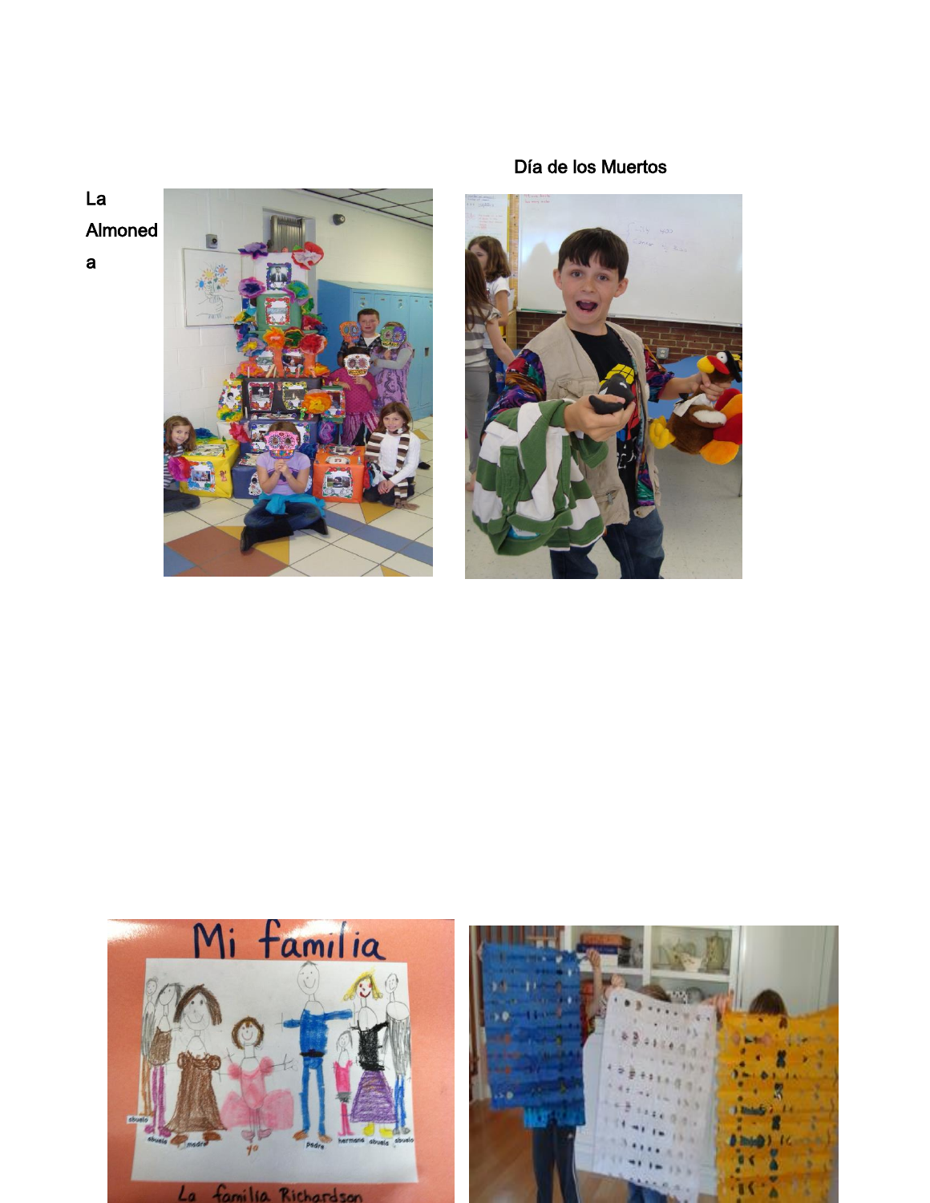Día de los Muertos

La Almoneda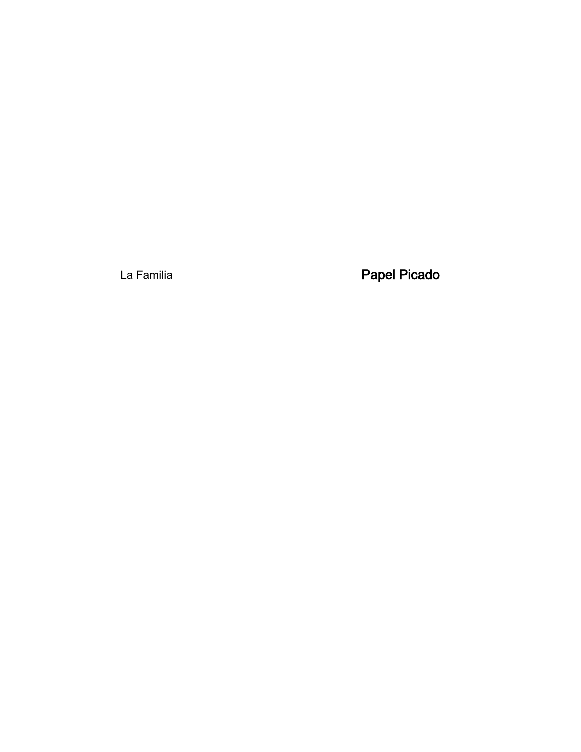La Familia

Papel Picado